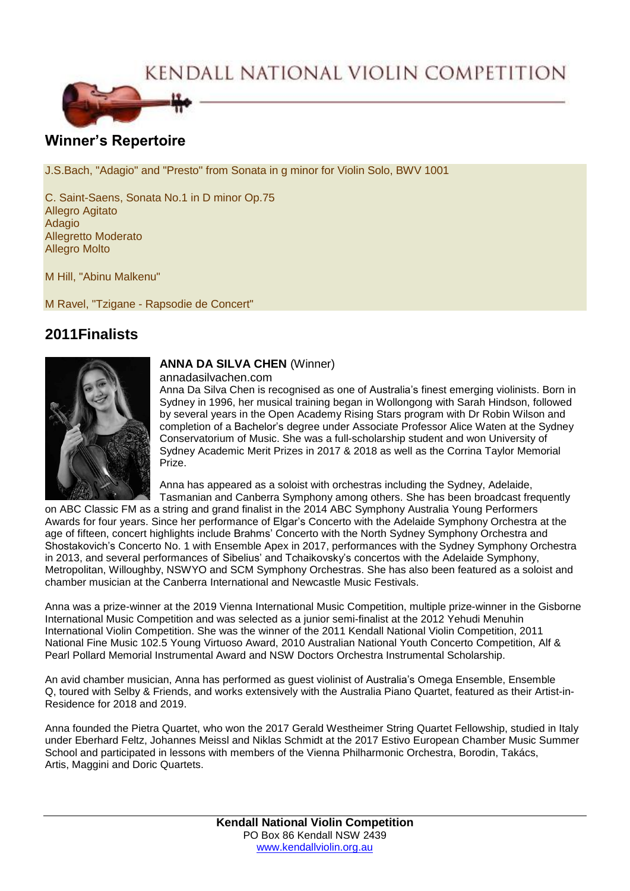# KENDALL NATIONAL VIOLIN COMPETITION

## Winner's Repertoire

J.S.Bach, "Adagio" and "Presto" from Sonata in g minor for Violin Solo, BWV 1001

C. Saint-Saens, Sonata No.1 in D minor Op.75
Allegro Agitato
Adagio
Allegretto Moderato
Allegro Molto

M Hill, "Abinu Malkenu"

M Ravel, "Tzigane - Rapsodie de Concert"

## 2011Finalists

**ANNA DA SILVA CHEN** (Winner)
annadasilvachen.com

Anna Da Silva Chen is recognised as one of Australia's finest emerging violinists. Born in Sydney in 1996, her musical training began in Wollongong with Sarah Hindson, followed by several years in the Open Academy Rising Stars program with Dr Robin Wilson and completion of a Bachelor's degree under Associate Professor Alice Waten at the Sydney Conservatorium of Music. She was a full-scholarship student and won University of Sydney Academic Merit Prizes in 2017 & 2018 as well as the Corrina Taylor Memorial Prize.

Anna has appeared as a soloist with orchestras including the Sydney, Adelaide, Tasmanian and Canberra Symphony among others. She has been broadcast frequently on ABC Classic FM as a string and grand finalist in the 2014 ABC Symphony Australia Young Performers Awards for four years. Since her performance of Elgar's Concerto with the Adelaide Symphony Orchestra at the age of fifteen, concert highlights include Brahms' Concerto with the North Sydney Symphony Orchestra and Shostakovich's Concerto No. 1 with Ensemble Apex in 2017, performances with the Sydney Symphony Orchestra in 2013, and several performances of Sibelius' and Tchaikovsky's concertos with the Adelaide Symphony, Metropolitan, Willoughby, NSWYO and SCM Symphony Orchestras. She has also been featured as a soloist and chamber musician at the Canberra International and Newcastle Music Festivals.

Anna was a prize-winner at the 2019 Vienna International Music Competition, multiple prize-winner in the Gisborne International Music Competition and was selected as a junior semi-finalist at the 2012 Yehudi Menuhin International Violin Competition. She was the winner of the 2011 Kendall National Violin Competition, 2011 National Fine Music 102.5 Young Virtuoso Award, 2010 Australian National Youth Concerto Competition, Alf & Pearl Pollard Memorial Instrumental Award and NSW Doctors Orchestra Instrumental Scholarship.

An avid chamber musician, Anna has performed as guest violinist of Australia's Omega Ensemble, Ensemble Q, toured with Selby & Friends, and works extensively with the Australia Piano Quartet, featured as their Artist-in-Residence for 2018 and 2019.

Anna founded the Pietra Quartet, who won the 2017 Gerald Westheimer String Quartet Fellowship, studied in Italy under Eberhard Feltz, Johannes Meissl and Niklas Schmidt at the 2017 Estivo European Chamber Music Summer School and participated in lessons with members of the Vienna Philharmonic Orchestra, Borodin, Takács, Artis, Maggini and Doric Quartets.

**Kendall National Violin Competition**
PO Box 86 Kendall NSW 2439
www.kendallviolin.org.au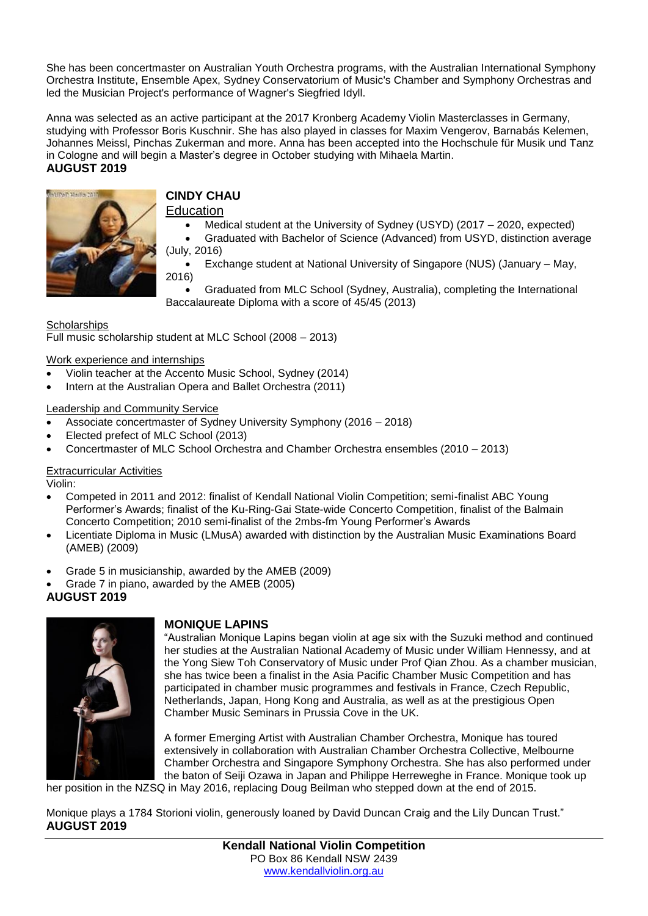She has been concertmaster on Australian Youth Orchestra programs, with the Australian International Symphony Orchestra Institute, Ensemble Apex, Sydney Conservatorium of Music's Chamber and Symphony Orchestras and led the Musician Project's performance of Wagner's Siegfried Idyll.

Anna was selected as an active participant at the 2017 Kronberg Academy Violin Masterclasses in Germany, studying with Professor Boris Kuschnir. She has also played in classes for Maxim Vengerov, Barnabás Kelemen, Johannes Meissl, Pinchas Zukerman and more. Anna has been accepted into the Hochschule für Musik und Tanz in Cologne and will begin a Master's degree in October studying with Mihaela Martin.

**AUGUST 2019**

### CINDY CHAU

Education

- Medical student at the University of Sydney (USYD) (2017 – 2020, expected)
- Graduated with Bachelor of Science (Advanced) from USYD, distinction average (July, 2016)
- Exchange student at National University of Singapore (NUS) (January – May, 2016)
- Graduated from MLC School (Sydney, Australia), completing the International Baccalaureate Diploma with a score of 45/45 (2013)

Scholarships

Full music scholarship student at MLC School (2008 – 2013)

Work experience and internships

- Violin teacher at the Accento Music School, Sydney (2014)
- Intern at the Australian Opera and Ballet Orchestra (2011)

Leadership and Community Service

- Associate concertmaster of Sydney University Symphony (2016 – 2018)
- Elected prefect of MLC School (2013)
- Concertmaster of MLC School Orchestra and Chamber Orchestra ensembles (2010 – 2013)

Extracurricular Activities

Violin:

- Competed in 2011 and 2012: finalist of Kendall National Violin Competition; semi-finalist ABC Young Performer's Awards; finalist of the Ku-Ring-Gai State-wide Concerto Competition, finalist of the Balmain Concerto Competition; 2010 semi-finalist of the 2mbs-fm Young Performer's Awards
- Licentiate Diploma in Music (LMusA) awarded with distinction by the Australian Music Examinations Board (AMEB) (2009)
- Grade 5 in musicianship, awarded by the AMEB (2009)
- Grade 7 in piano, awarded by the AMEB (2005)

**AUGUST 2019**

### MONIQUE LAPINS

"Australian Monique Lapins began violin at age six with the Suzuki method and continued her studies at the Australian National Academy of Music under William Hennessy, and at the Yong Siew Toh Conservatory of Music under Prof Qian Zhou. As a chamber musician, she has twice been a finalist in the Asia Pacific Chamber Music Competition and has participated in chamber music programmes and festivals in France, Czech Republic, Netherlands, Japan, Hong Kong and Australia, as well as at the prestigious Open Chamber Music Seminars in Prussia Cove in the UK.

A former Emerging Artist with Australian Chamber Orchestra, Monique has toured extensively in collaboration with Australian Chamber Orchestra Collective, Melbourne Chamber Orchestra and Singapore Symphony Orchestra. She has also performed under the baton of Seiji Ozawa in Japan and Philippe Herreweghe in France. Monique took up her position in the NZSQ in May 2016, replacing Doug Beilman who stepped down at the end of 2015.

Monique plays a 1784 Storioni violin, generously loaned by David Duncan Craig and the Lily Duncan Trust."

**AUGUST 2019**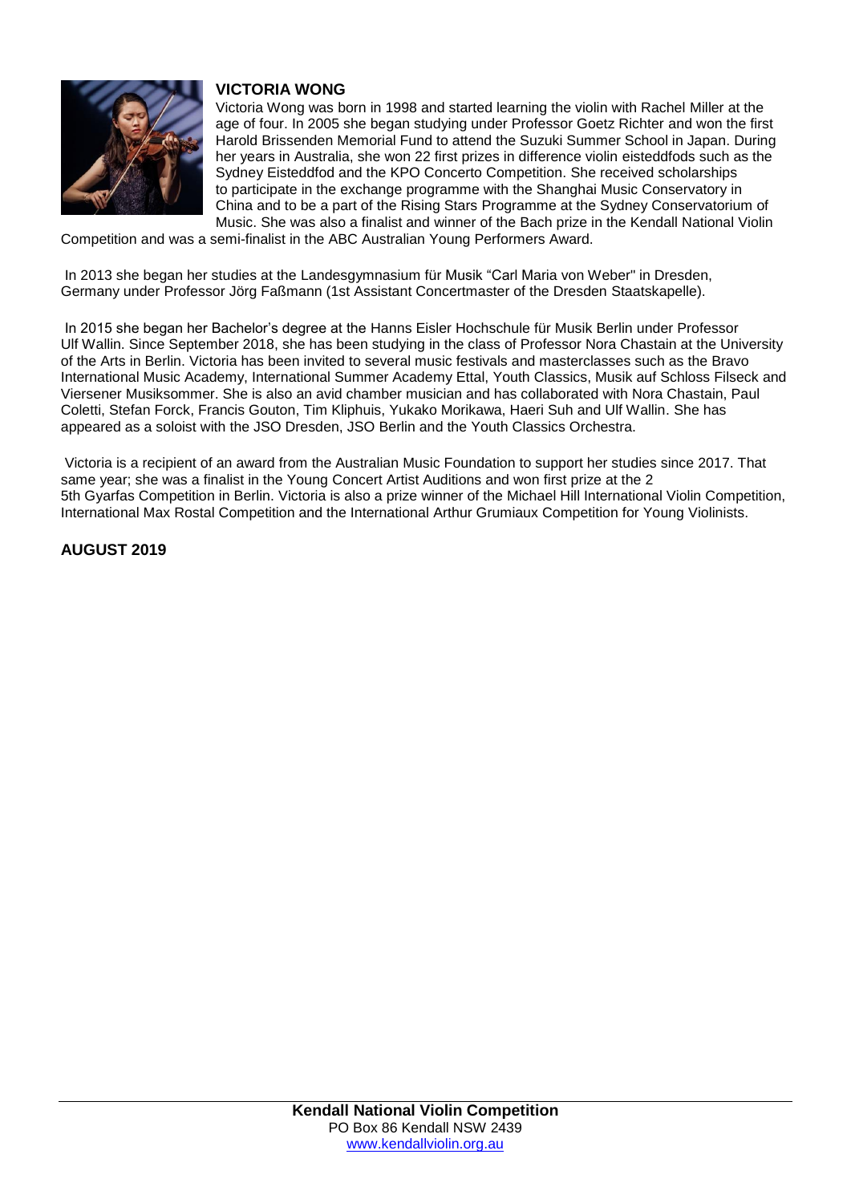## VICTORIA WONG

Victoria Wong was born in 1998 and started learning the violin with Rachel Miller at the age of four. In 2005 she began studying under Professor Goetz Richter and won the first Harold Brissenden Memorial Fund to attend the Suzuki Summer School in Japan. During her years in Australia, she won 22 first prizes in difference violin eisteddfods such as the Sydney Eisteddfod and the KPO Concerto Competition. She received scholarships to participate in the exchange programme with the Shanghai Music Conservatory in China and to be a part of the Rising Stars Programme at the Sydney Conservatorium of Music. She was also a finalist and winner of the Bach prize in the Kendall National Violin Competition and was a semi-finalist in the ABC Australian Young Performers Award.

In 2013 she began her studies at the Landesgymnasium für Musik "Carl Maria von Weber" in Dresden, Germany under Professor Jörg Faßmann (1st Assistant Concertmaster of the Dresden Staatskapelle).

In 2015 she began her Bachelor's degree at the Hanns Eisler Hochschule für Musik Berlin under Professor Ulf Wallin. Since September 2018, she has been studying in the class of Professor Nora Chastain at the University of the Arts in Berlin. Victoria has been invited to several music festivals and masterclasses such as the Bravo International Music Academy, International Summer Academy Ettal, Youth Classics, Musik auf Schloss Filseck and Viersener Musiksommer. She is also an avid chamber musician and has collaborated with Nora Chastain, Paul Coletti, Stefan Forck, Francis Gouton, Tim Kliphuis, Yukako Morikawa, Haeri Suh and Ulf Wallin. She has appeared as a soloist with the JSO Dresden, JSO Berlin and the Youth Classics Orchestra.

Victoria is a recipient of an award from the Australian Music Foundation to support her studies since 2017. That same year; she was a finalist in the Young Concert Artist Auditions and won first prize at the 2
5th Gyarfas Competition in Berlin. Victoria is also a prize winner of the Michael Hill International Violin Competition, International Max Rostal Competition and the International Arthur Grumiaux Competition for Young Violinists.

**AUGUST 2019**